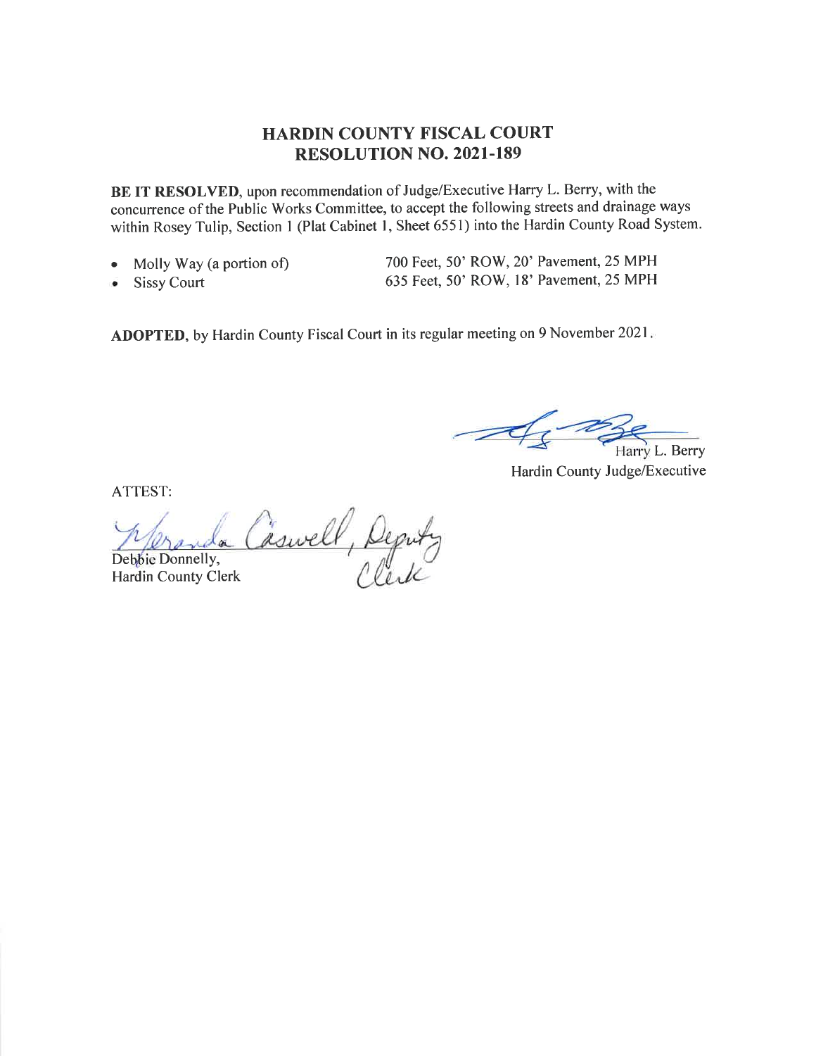# HARDIN COUNTY FISCAL COURT
# RESOLUTION NO. 2021-189

**BE IT RESOLVED**, upon recommendation of Judge/Executive Harry L. Berry, with the concurrence of the Public Works Committee, to accept the following streets and drainage ways within Rosey Tulip, Section 1 (Plat Cabinet 1, Sheet 6551) into the Hardin County Road System.

- Molly Way (a portion of) — 700 Feet, 50' ROW, 20' Pavement, 25 MPH
- Sissy Court — 635 Feet, 50' ROW, 18' Pavement, 25 MPH

**ADOPTED**, by Hardin County Fiscal Court in its regular meeting on 9 November 2021.

Harry L. Berry
Hardin County Judge/Executive

ATTEST:

Meranda Caswell, Deputy Clerk
Debbie Donnelly,
Hardin County Clerk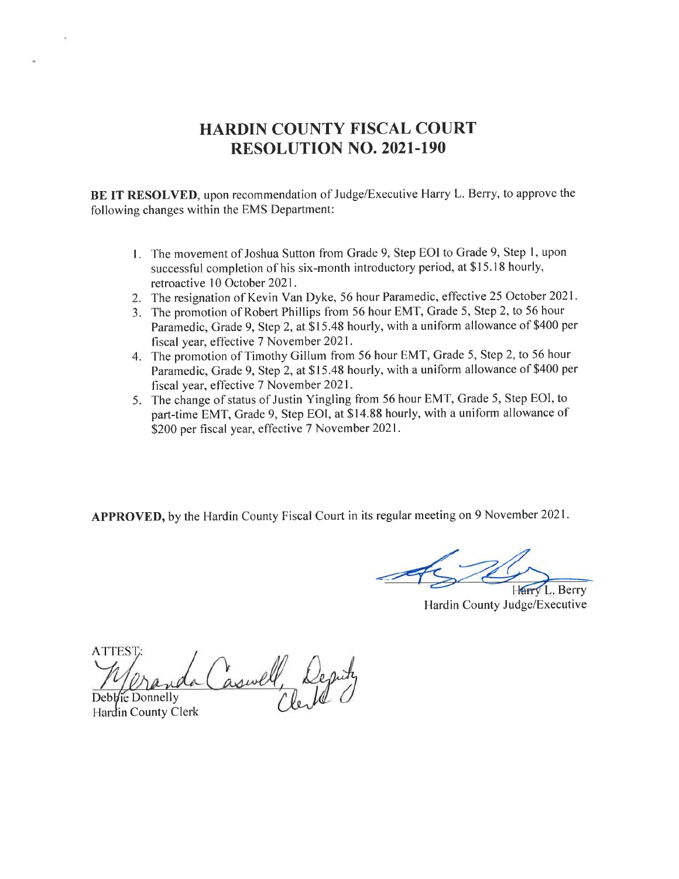# HARDIN COUNTY FISCAL COURT
# RESOLUTION NO. 2021-190

**BE IT RESOLVED**, upon recommendation of Judge/Executive Harry L. Berry, to approve the following changes within the EMS Department:

1. The movement of Joshua Sutton from Grade 9, Step EOI to Grade 9, Step 1, upon successful completion of his six-month introductory period, at $15.18 hourly, retroactive 10 October 2021.
2. The resignation of Kevin Van Dyke, 56 hour Paramedic, effective 25 October 2021.
3. The promotion of Robert Phillips from 56 hour EMT, Grade 5, Step 2, to 56 hour Paramedic, Grade 9, Step 2, at $15.48 hourly, with a uniform allowance of $400 per fiscal year, effective 7 November 2021.
4. The promotion of Timothy Gillum from 56 hour EMT, Grade 5, Step 2, to 56 hour Paramedic, Grade 9, Step 2, at $15.48 hourly, with a uniform allowance of $400 per fiscal year, effective 7 November 2021.
5. The change of status of Justin Yingling from 56 hour EMT, Grade 5, Step EOI, to part-time EMT, Grade 9, Step EOI, at $14.88 hourly, with a uniform allowance of $200 per fiscal year, effective 7 November 2021.

**APPROVED,** by the Hardin County Fiscal Court in its regular meeting on 9 November 2021.

Harry L. Berry
Hardin County Judge/Executive

ATTEST:
Meranda Caswell, Deputy Clerk
Debbie Donnelly
Hardin County Clerk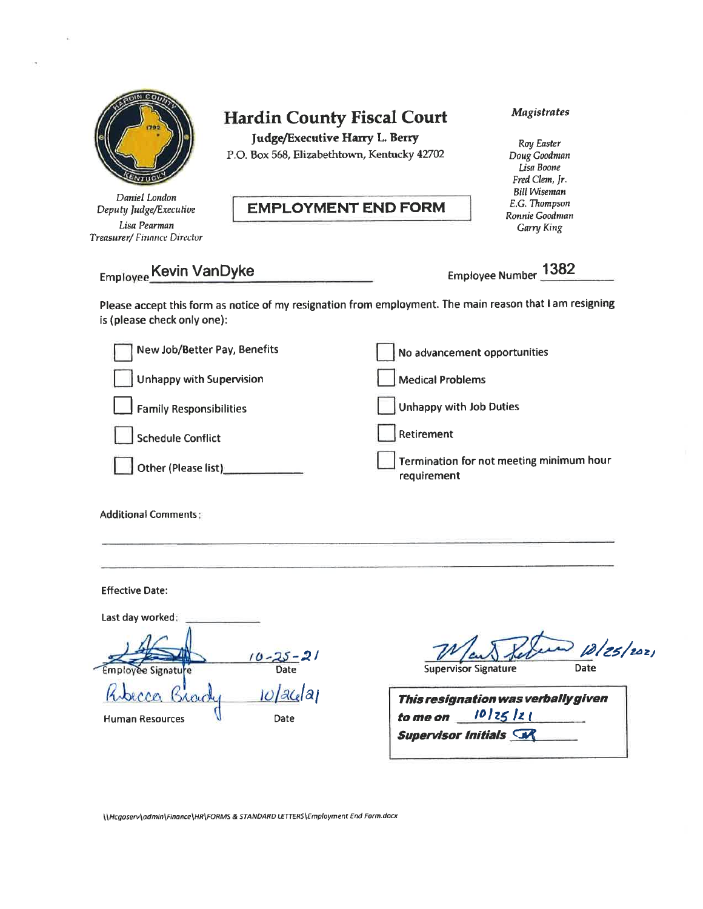# Hardin County Fiscal Court

**Judge/Executive Harry L. Berry**
P.O. Box 568, Elizabethtown, Kentucky 42702

*Daniel London*
*Deputy Judge/Executive*
*Lisa Pearman*
*Treasurer/ Finance Director*

***Magistrates***

*Roy Easter*
*Doug Goodman*
*Lisa Boone*
*Fred Clem, Jr.*
*Bill Wiseman*
*E.G. Thompson*
*Ronnie Goodman*
*Garry King*

## EMPLOYMENT END FORM

Employee Kevin VanDyke

Employee Number 1382

Please accept this form as notice of my resignation from employment. The main reason that I am resigning is (please check only one):

- ☐ New Job/Better Pay, Benefits
- ☐ Unhappy with Supervision
- ☐ Family Responsibilities
- ☐ Schedule Conflict
- ☐ Other (Please list)\_\_\_\_\_\_\_\_\_\_\_\_
- ☐ No advancement opportunities
- ☐ Medical Problems
- ☐ Unhappy with Job Duties
- ☐ Retirement
- ☐ Termination for not meeting minimum hour requirement

Additional Comments:

Effective Date:

Last day worked: \_\_\_\_\_\_\_\_\_\_\_\_

| | |
|---|---|
| [signature] | 10-25-21 |
| Employee Signature | Date |
| Rebecca Brady | 10/26/21 |
| Human Resources | Date |

| | |
|---|---|
| [signature] | 10/25/2021 |
| Supervisor Signature | Date |

***This resignation was verbally given to me on*** 10/25/21
***Supervisor Initials*** [initials]

\\Hcgoserv\admin\Finance\HR\FORMS & STANDARD LETTERS\Employment End Form.docx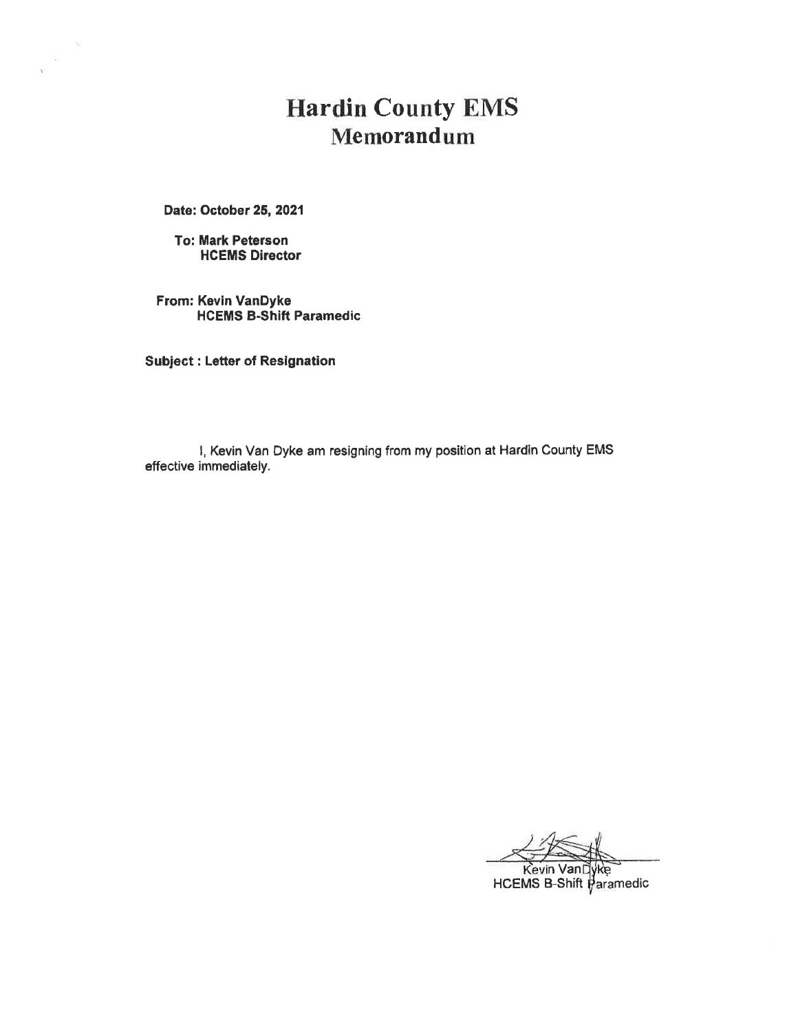# Hardin County EMS
## Memorandum

**Date: October 25, 2021**

**To: Mark Peterson**
**HCEMS Director**

**From: Kevin VanDyke**
**HCEMS B-Shift Paramedic**

**Subject : Letter of Resignation**

I, Kevin Van Dyke am resigning from my position at Hardin County EMS effective immediately.

Kevin VanDyke
HCEMS B-Shift Paramedic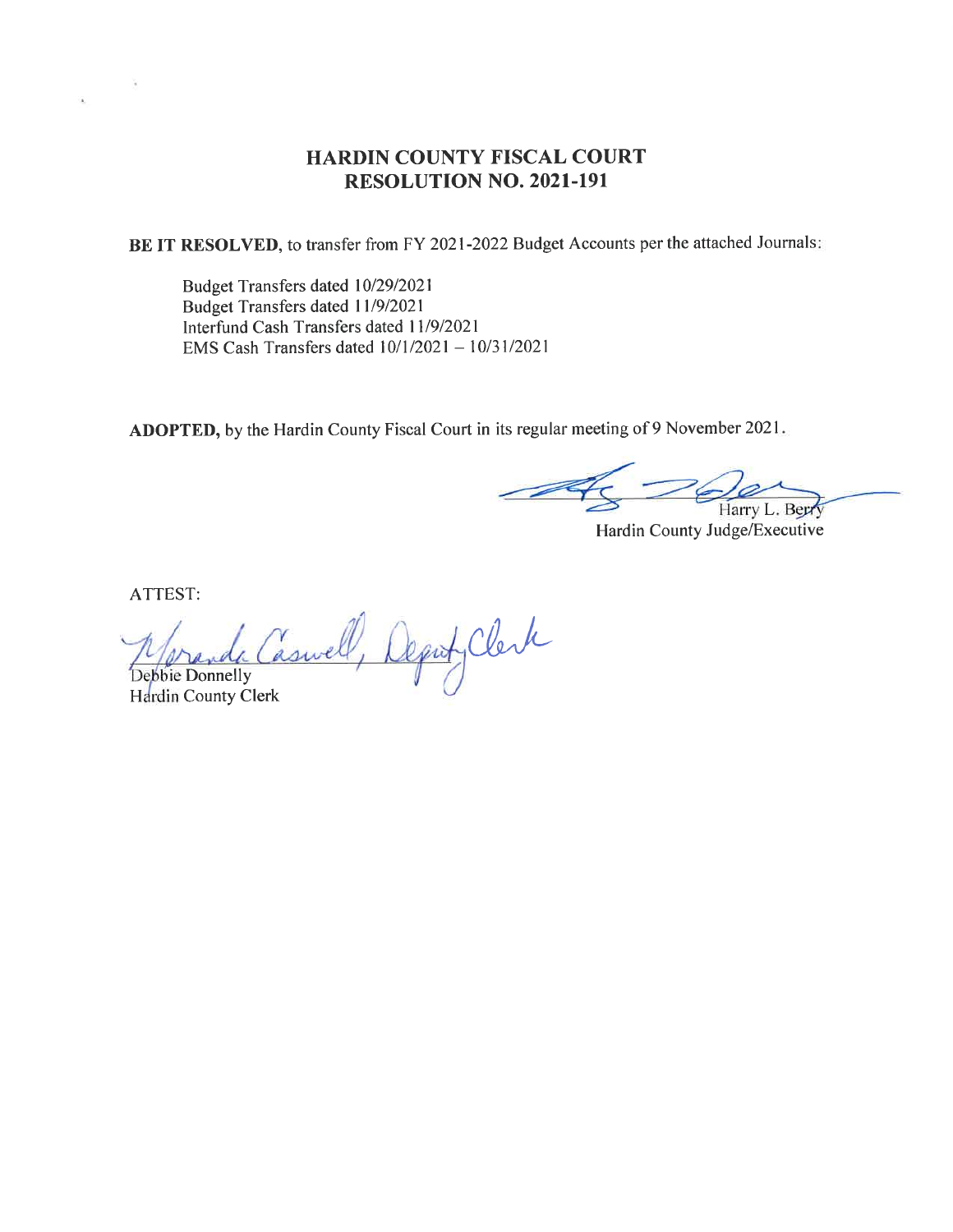# HARDIN COUNTY FISCAL COURT
## RESOLUTION NO. 2021-191

**BE IT RESOLVED,** to transfer from FY 2021-2022 Budget Accounts per the attached Journals:

Budget Transfers dated 10/29/2021
Budget Transfers dated 11/9/2021
Interfund Cash Transfers dated 11/9/2021
EMS Cash Transfers dated 10/1/2021 – 10/31/2021

**ADOPTED,** by the Hardin County Fiscal Court in its regular meeting of 9 November 2021.

Harry L. Berry
Hardin County Judge/Executive

ATTEST:

Miranda Caswell, Deputy Clerk
Debbie Donnelly
Hardin County Clerk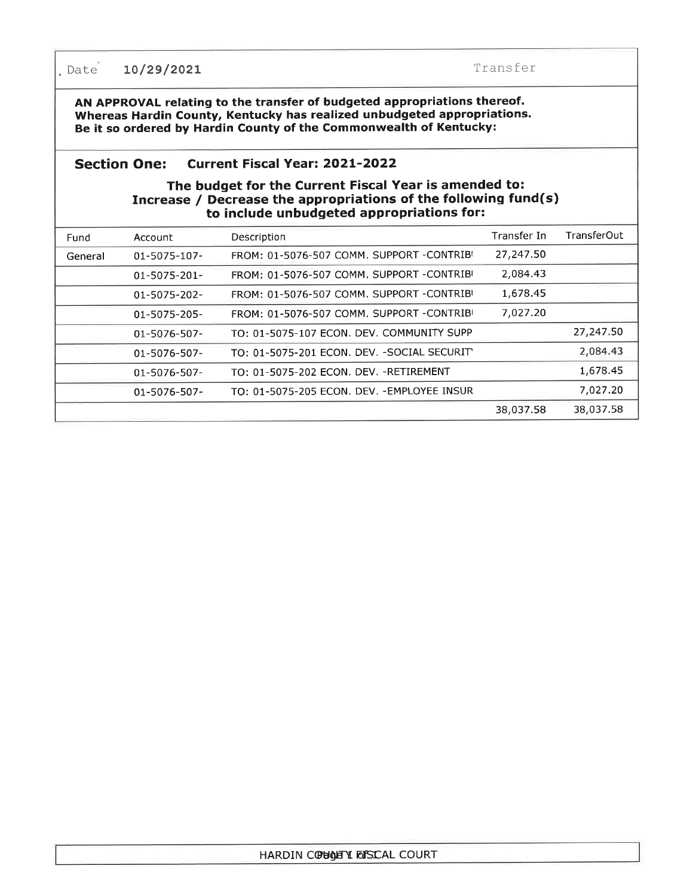Date 10/29/2021 Transfer

**AN APPROVAL relating to the transfer of budgeted appropriations thereof.**
**Whereas Hardin County, Kentucky has realized unbudgeted appropriations.**
**Be it so ordered by Hardin County of the Commonwealth of Kentucky:**

## Section One: Current Fiscal Year: 2021-2022

### The budget for the Current Fiscal Year is amended to: Increase / Decrease the appropriations of the following fund(s) to include unbudgeted appropriations for:

| Fund | Account | Description | Transfer In | TransferOut |
|---|---|---|---|---|
| General | 01-5075-107- | FROM: 01-5076-507 COMM. SUPPORT -CONTRIB | 27,247.50 | |
| | 01-5075-201- | FROM: 01-5076-507 COMM. SUPPORT -CONTRIB | 2,084.43 | |
| | 01-5075-202- | FROM: 01-5076-507 COMM. SUPPORT -CONTRIB | 1,678.45 | |
| | 01-5075-205- | FROM: 01-5076-507 COMM. SUPPORT -CONTRIB | 7,027.20 | |
| | 01-5076-507- | TO: 01-5075-107 ECON. DEV. COMMUNITY SUPP | | 27,247.50 |
| | 01-5076-507- | TO: 01-5075-201 ECON. DEV. -SOCIAL SECURIT | | 2,084.43 |
| | 01-5076-507- | TO: 01-5075-202 ECON. DEV. -RETIREMENT | | 1,678.45 |
| | 01-5076-507- | TO: 01-5075-205 ECON. DEV. -EMPLOYEE INSUR | | 7,027.20 |
| | | | 38,037.58 | 38,037.58 |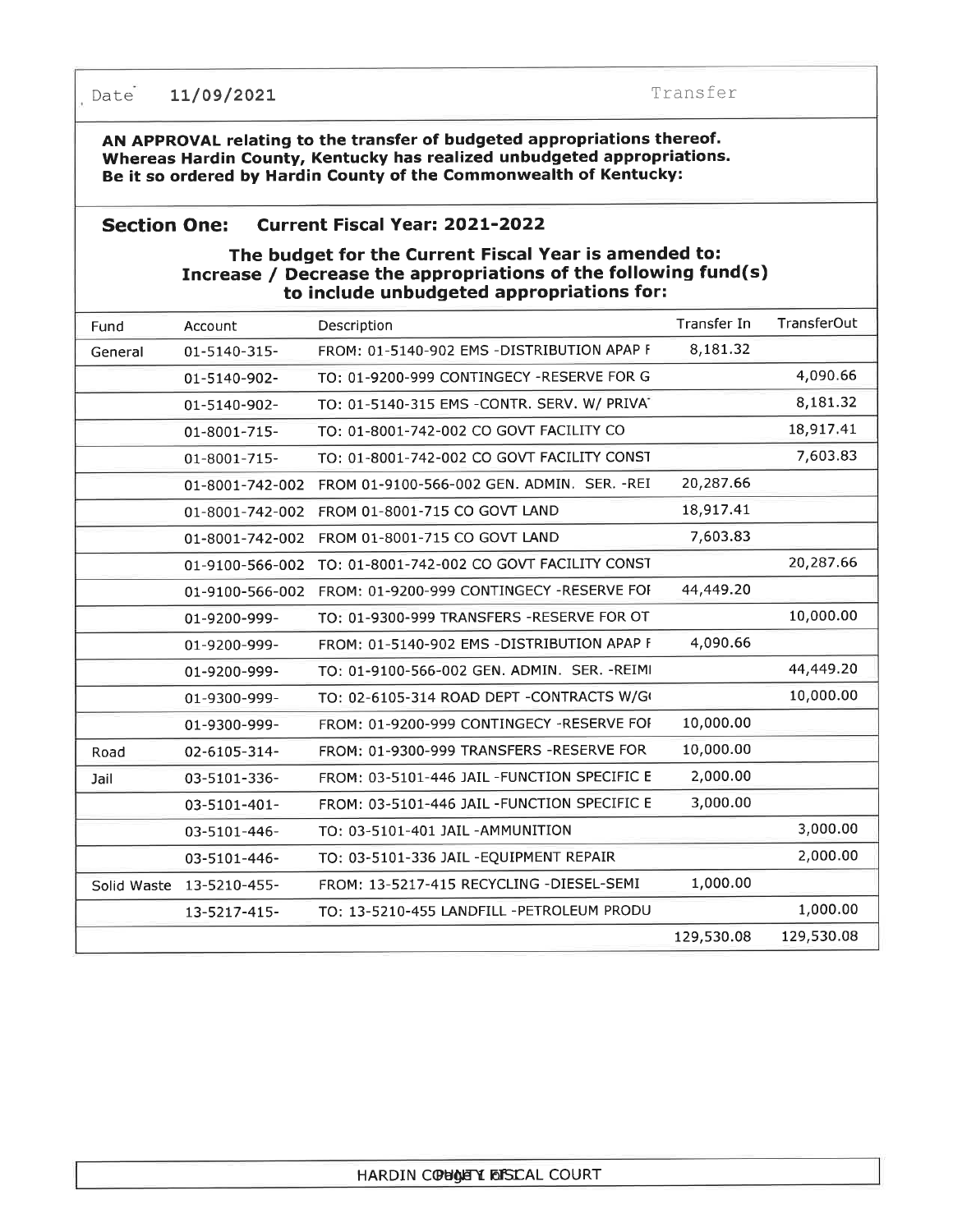Date 11/09/2021 Transfer

**AN APPROVAL relating to the transfer of budgeted appropriations thereof.**
**Whereas Hardin County, Kentucky has realized unbudgeted appropriations.**
**Be it so ordered by Hardin County of the Commonwealth of Kentucky:**

## Section One: Current Fiscal Year: 2021-2022

### The budget for the Current Fiscal Year is amended to: Increase / Decrease the appropriations of the following fund(s) to include unbudgeted appropriations for:

| Fund | Account | Description | Transfer In | TransferOut |
|---|---|---|---|---|
| General | 01-5140-315- | FROM: 01-5140-902 EMS -DISTRIBUTION APAP F | 8,181.32 | |
| | 01-5140-902- | TO: 01-9200-999 CONTINGECY -RESERVE FOR G | | 4,090.66 |
| | 01-5140-902- | TO: 01-5140-315 EMS -CONTR. SERV. W/ PRIVA | | 8,181.32 |
| | 01-8001-715- | TO: 01-8001-742-002 CO GOVT FACILITY CO | | 18,917.41 |
| | 01-8001-715- | TO: 01-8001-742-002 CO GOVT FACILITY CONST | | 7,603.83 |
| | 01-8001-742-002 | FROM 01-9100-566-002 GEN. ADMIN. SER. -REI | 20,287.66 | |
| | 01-8001-742-002 | FROM 01-8001-715 CO GOVT LAND | 18,917.41 | |
| | 01-8001-742-002 | FROM 01-8001-715 CO GOVT LAND | 7,603.83 | |
| | 01-9100-566-002 | TO: 01-8001-742-002 CO GOVT FACILITY CONST | | 20,287.66 |
| | 01-9100-566-002 | FROM: 01-9200-999 CONTINGECY -RESERVE FOI | 44,449.20 | |
| | 01-9200-999- | TO: 01-9300-999 TRANSFERS -RESERVE FOR OT | | 10,000.00 |
| | 01-9200-999- | FROM: 01-5140-902 EMS -DISTRIBUTION APAP F | 4,090.66 | |
| | 01-9200-999- | TO: 01-9100-566-002 GEN. ADMIN. SER. -REIMI | | 44,449.20 |
| | 01-9300-999- | TO: 02-6105-314 ROAD DEPT -CONTRACTS W/G | | 10,000.00 |
| | 01-9300-999- | FROM: 01-9200-999 CONTINGECY -RESERVE FOI | 10,000.00 | |
| Road | 02-6105-314- | FROM: 01-9300-999 TRANSFERS -RESERVE FOR | 10,000.00 | |
| Jail | 03-5101-336- | FROM: 03-5101-446 JAIL -FUNCTION SPECIFIC E | 2,000.00 | |
| | 03-5101-401- | FROM: 03-5101-446 JAIL -FUNCTION SPECIFIC E | 3,000.00 | |
| | 03-5101-446- | TO: 03-5101-401 JAIL -AMMUNITION | | 3,000.00 |
| | 03-5101-446- | TO: 03-5101-336 JAIL -EQUIPMENT REPAIR | | 2,000.00 |
| Solid Waste | 13-5210-455- | FROM: 13-5217-415 RECYCLING -DIESEL-SEMI | 1,000.00 | |
| | 13-5217-415- | TO: 13-5210-455 LANDFILL -PETROLEUM PRODU | | 1,000.00 |
| | | | 129,530.08 | 129,530.08 |

HARDIN COUNTY FISCAL COURT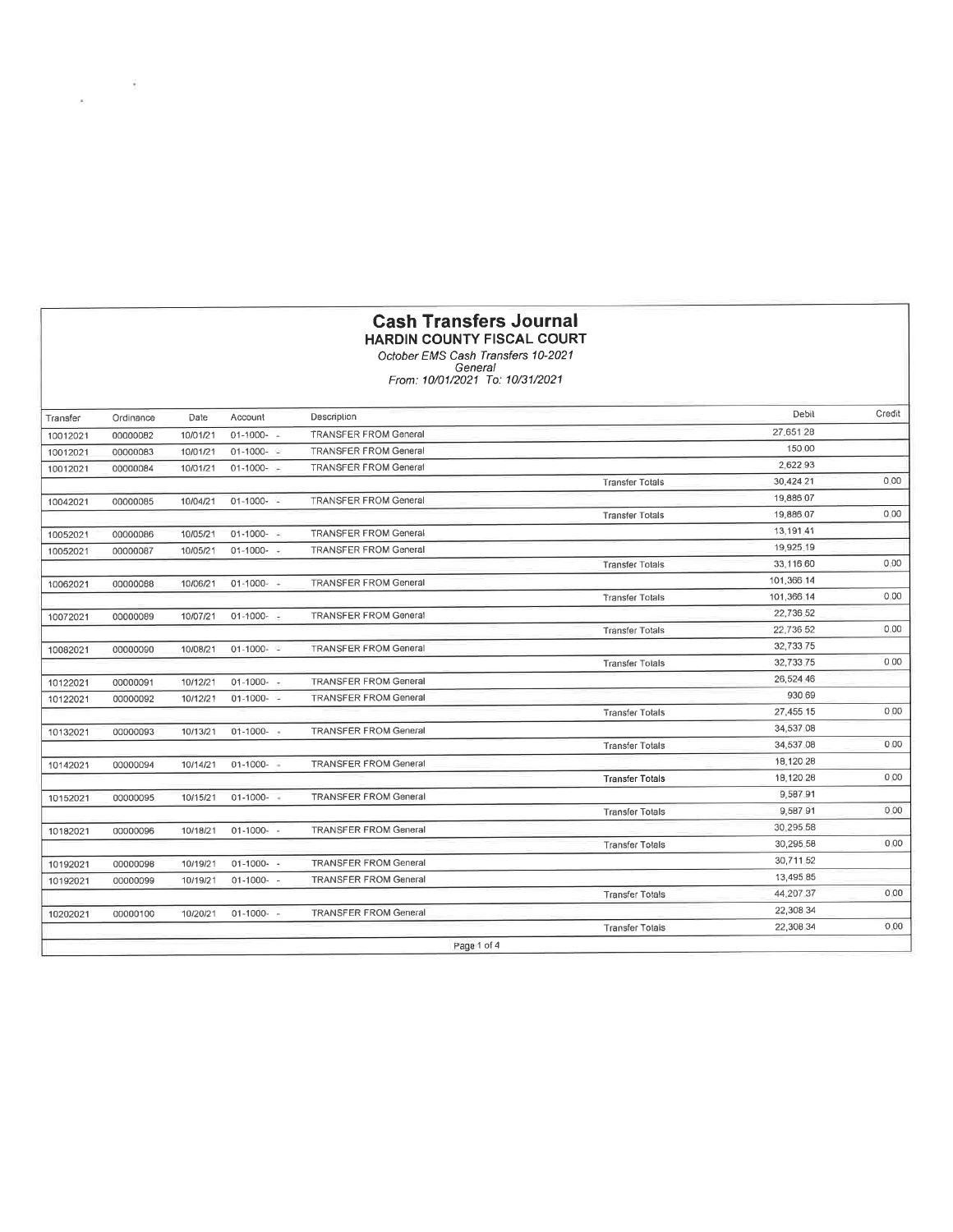# Cash Transfers Journal

## HARDIN COUNTY FISCAL COURT

*October EMS Cash Transfers 10-2021*
*General*
*From: 10/01/2021 To: 10/31/2021*

| Transfer | Ordinance | Date | Account | Description | | Debit | Credit |
|---|---|---|---|---|---|---|---|
| 10012021 | 00000082 | 10/01/21 | 01-1000- - | TRANSFER FROM General | | 27,651 28 | |
| 10012021 | 00000083 | 10/01/21 | 01-1000- - | TRANSFER FROM General | | 150 00 | |
| 10012021 | 00000084 | 10/01/21 | 01-1000- - | TRANSFER FROM General | | 2,622 93 | |
| | | | | | Transfer Totals | 30,424 21 | 0.00 |
| 10042021 | 00000085 | 10/04/21 | 01-1000- - | TRANSFER FROM General | | 19,886 07 | |
| | | | | | Transfer Totals | 19,886 07 | 0.00 |
| 10052021 | 00000086 | 10/05/21 | 01-1000- - | TRANSFER FROM General | | 13,191 41 | |
| 10052021 | 00000087 | 10/05/21 | 01-1000- - | TRANSFER FROM General | | 19,925 19 | |
| | | | | | Transfer Totals | 33,116 60 | 0.00 |
| 10062021 | 00000088 | 10/06/21 | 01-1000- - | TRANSFER FROM General | | 101,366 14 | |
| | | | | | Transfer Totals | 101,366 14 | 0.00 |
| 10072021 | 00000089 | 10/07/21 | 01-1000- - | TRANSFER FROM General | | 22,736 52 | |
| | | | | | Transfer Totals | 22,736 52 | 0.00 |
| 10082021 | 00000090 | 10/08/21 | 01-1000- - | TRANSFER FROM General | | 32,733 75 | |
| | | | | | Transfer Totals | 32,733 75 | 0.00 |
| 10122021 | 00000091 | 10/12/21 | 01-1000- - | TRANSFER FROM General | | 26,524 46 | |
| 10122021 | 00000092 | 10/12/21 | 01-1000- - | TRANSFER FROM General | | 930 69 | |
| | | | | | Transfer Totals | 27,455 15 | 0.00 |
| 10132021 | 00000093 | 10/13/21 | 01-1000- - | TRANSFER FROM General | | 34,537 08 | |
| | | | | | Transfer Totals | 34,537 08 | 0.00 |
| 10142021 | 00000094 | 10/14/21 | 01-1000- - | TRANSFER FROM General | | 18,120 28 | |
| | | | | | Transfer Totals | 18,120 28 | 0.00 |
| 10152021 | 00000095 | 10/15/21 | 01-1000- - | TRANSFER FROM General | | 9,587 91 | |
| | | | | | Transfer Totals | 9,587 91 | 0.00 |
| 10182021 | 00000096 | 10/18/21 | 01-1000- - | TRANSFER FROM General | | 30,295 58 | |
| | | | | | Transfer Totals | 30,295 58 | 0.00 |
| 10192021 | 00000098 | 10/19/21 | 01-1000- - | TRANSFER FROM General | | 30,711 52 | |
| 10192021 | 00000099 | 10/19/21 | 01-1000- - | TRANSFER FROM General | | 13,495 85 | |
| | | | | | Transfer Totals | 44,207 37 | 0.00 |
| 10202021 | 00000100 | 10/20/21 | 01-1000- - | TRANSFER FROM General | | 22,308 34 | |
| | | | | | Transfer Totals | 22,308 34 | 0.00 |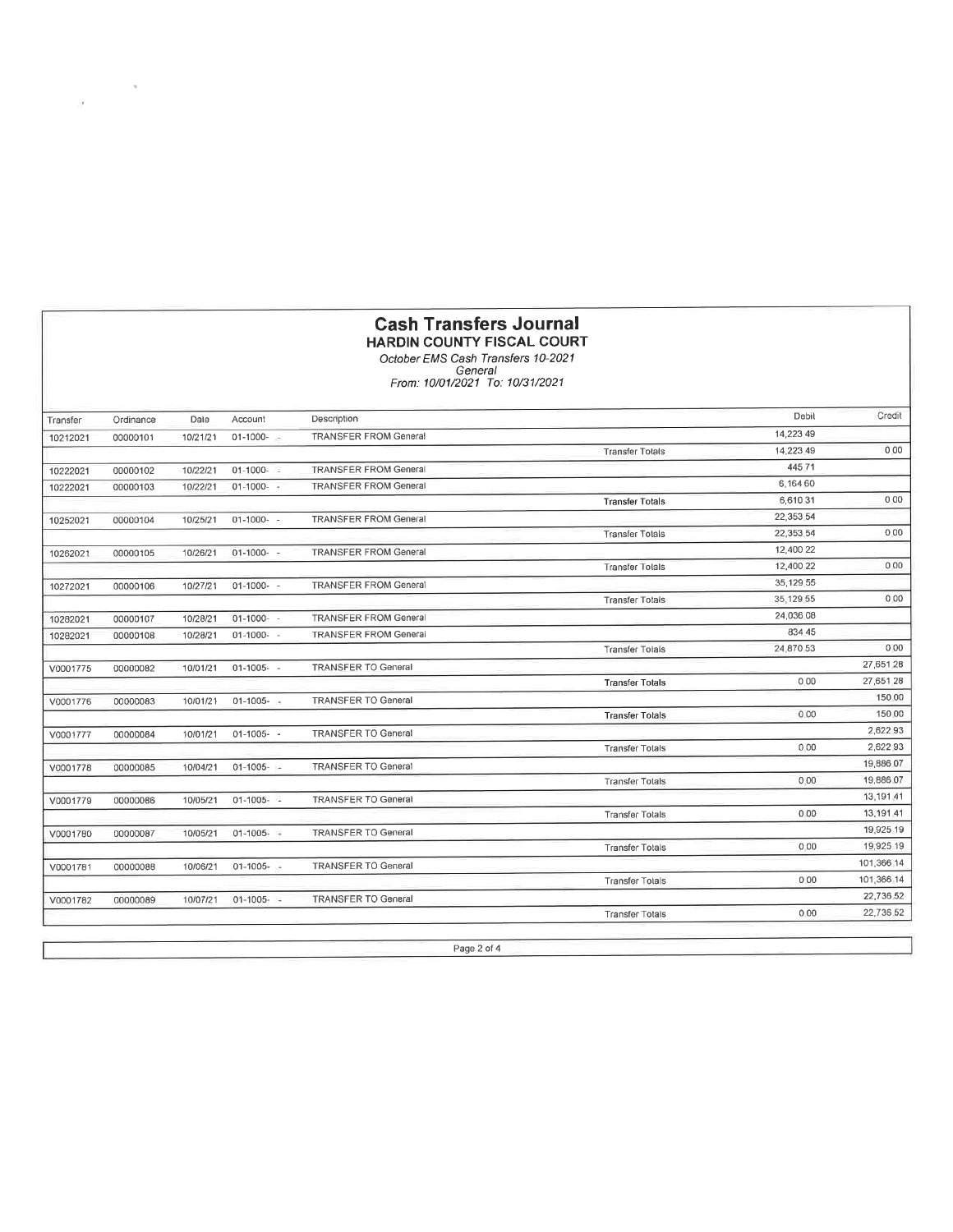# Cash Transfers Journal

## HARDIN COUNTY FISCAL COURT

*October EMS Cash Transfers 10-2021*
*General*
*From: 10/01/2021 To: 10/31/2021*

| Transfer | Ordinance | Date | Account | Description | | Debit | Credit |
|---|---|---|---|---|---|---|---|
| 10212021 | 00000101 | 10/21/21 | 01-1000- - | TRANSFER FROM General | | 14,223.49 | |
| | | | | | Transfer Totals | 14,223.49 | 0.00 |
| 10222021 | 00000102 | 10/22/21 | 01-1000- - | TRANSFER FROM General | | 445.71 | |
| 10222021 | 00000103 | 10/22/21 | 01-1000- - | TRANSFER FROM General | | 6,164.60 | |
| | | | | | Transfer Totals | 6,610.31 | 0.00 |
| 10252021 | 00000104 | 10/25/21 | 01-1000- - | TRANSFER FROM General | | 22,353.54 | |
| | | | | | Transfer Totals | 22,353.54 | 0.00 |
| 10262021 | 00000105 | 10/26/21 | 01-1000- - | TRANSFER FROM General | | 12,400.22 | |
| | | | | | Transfer Totals | 12,400.22 | 0.00 |
| 10272021 | 00000106 | 10/27/21 | 01-1000- - | TRANSFER FROM General | | 35,129.55 | |
| | | | | | Transfer Totals | 35,129.55 | 0.00 |
| 10282021 | 00000107 | 10/28/21 | 01-1000- - | TRANSFER FROM General | | 24,036.08 | |
| 10282021 | 00000108 | 10/28/21 | 01-1000- - | TRANSFER FROM General | | 834.45 | |
| | | | | | Transfer Totals | 24,870.53 | 0.00 |
| V0001775 | 00000082 | 10/01/21 | 01-1005- - | TRANSFER TO General | | | 27,651.28 |
| | | | | | Transfer Totals | 0.00 | 27,651.28 |
| V0001776 | 00000083 | 10/01/21 | 01-1005- - | TRANSFER TO General | | | 150.00 |
| | | | | | Transfer Totals | 0.00 | 150.00 |
| V0001777 | 00000084 | 10/01/21 | 01-1005- - | TRANSFER TO General | | | 2,622.93 |
| | | | | | Transfer Totals | 0.00 | 2,622.93 |
| V0001778 | 00000085 | 10/04/21 | 01-1005- - | TRANSFER TO General | | | 19,886.07 |
| | | | | | Transfer Totals | 0.00 | 19,886.07 |
| V0001779 | 00000086 | 10/05/21 | 01-1005- - | TRANSFER TO General | | | 13,191.41 |
| | | | | | Transfer Totals | 0.00 | 13,191.41 |
| V0001780 | 00000087 | 10/05/21 | 01-1005- - | TRANSFER TO General | | | 19,925.19 |
| | | | | | Transfer Totals | 0.00 | 19,925.19 |
| V0001781 | 00000088 | 10/06/21 | 01-1005- - | TRANSFER TO General | | | 101,366.14 |
| | | | | | Transfer Totals | 0.00 | 101,366.14 |
| V0001782 | 00000089 | 10/07/21 | 01-1005- - | TRANSFER TO General | | | 22,736.52 |
| | | | | | Transfer Totals | 0.00 | 22,736.52 |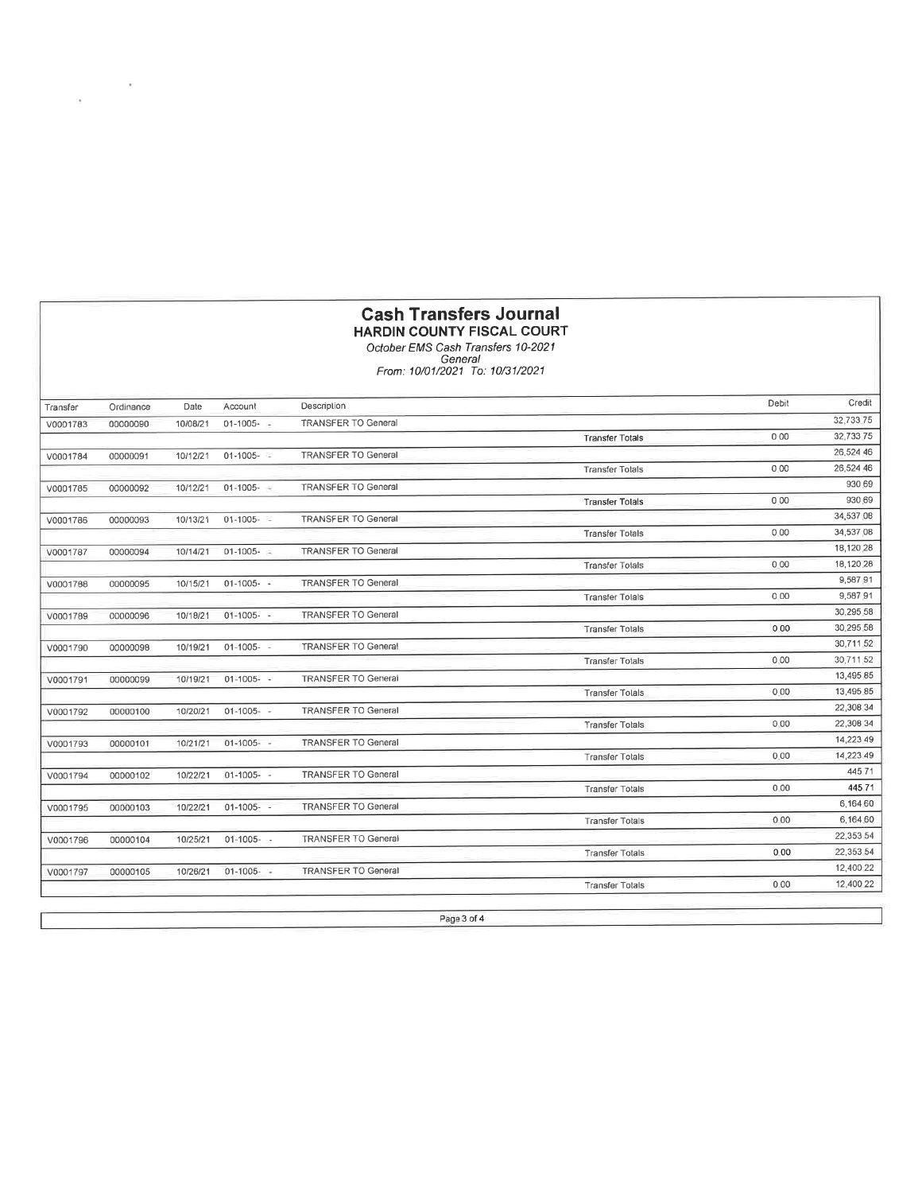# Cash Transfers Journal

## HARDIN COUNTY FISCAL COURT

*October EMS Cash Transfers 10-2021*
*General*
*From: 10/01/2021 To: 10/31/2021*

| Transfer | Ordinance | Date | Account | Description | | Debit | Credit |
|---|---|---|---|---|---|---|---|
| V0001783 | 00000090 | 10/08/21 | 01-1005- - | TRANSFER TO General | | | 32,733.75 |
| | | | | | Transfer Totals | 0.00 | 32,733.75 |
| V0001784 | 00000091 | 10/12/21 | 01-1005- - | TRANSFER TO General | | | 26,524.46 |
| | | | | | Transfer Totals | 0.00 | 26,524.46 |
| V0001785 | 00000092 | 10/12/21 | 01-1005- - | TRANSFER TO General | | | 930.69 |
| | | | | | Transfer Totals | 0.00 | 930.69 |
| V0001786 | 00000093 | 10/13/21 | 01-1005- - | TRANSFER TO General | | | 34,537.08 |
| | | | | | Transfer Totals | 0.00 | 34,537.08 |
| V0001787 | 00000094 | 10/14/21 | 01-1005- - | TRANSFER TO General | | | 18,120.28 |
| | | | | | Transfer Totals | 0.00 | 18,120.28 |
| V0001788 | 00000095 | 10/15/21 | 01-1005- - | TRANSFER TO General | | | 9,587.91 |
| | | | | | Transfer Totals | 0.00 | 9,587.91 |
| V0001789 | 00000096 | 10/18/21 | 01-1005- - | TRANSFER TO General | | | 30,295.58 |
| | | | | | Transfer Totals | 0.00 | 30,295.58 |
| V0001790 | 00000098 | 10/19/21 | 01-1005- - | TRANSFER TO General | | | 30,711.52 |
| | | | | | Transfer Totals | 0.00 | 30,711.52 |
| V0001791 | 00000099 | 10/19/21 | 01-1005- - | TRANSFER TO General | | | 13,495.85 |
| | | | | | Transfer Totals | 0.00 | 13,495.85 |
| V0001792 | 00000100 | 10/20/21 | 01-1005- - | TRANSFER TO General | | | 22,308.34 |
| | | | | | Transfer Totals | 0.00 | 22,308.34 |
| V0001793 | 00000101 | 10/21/21 | 01-1005- - | TRANSFER TO General | | | 14,223.49 |
| | | | | | Transfer Totals | 0.00 | 14,223.49 |
| V0001794 | 00000102 | 10/22/21 | 01-1005- - | TRANSFER TO General | | | 445.71 |
| | | | | | Transfer Totals | 0.00 | 445.71 |
| V0001795 | 00000103 | 10/22/21 | 01-1005- - | TRANSFER TO General | | | 6,164.60 |
| | | | | | Transfer Totals | 0.00 | 6,164.60 |
| V0001796 | 00000104 | 10/25/21 | 01-1005- - | TRANSFER TO General | | | 22,353.54 |
| | | | | | Transfer Totals | 0.00 | 22,353.54 |
| V0001797 | 00000105 | 10/26/21 | 01-1005- - | TRANSFER TO General | | | 12,400.22 |
| | | | | | Transfer Totals | 0.00 | 12,400.22 |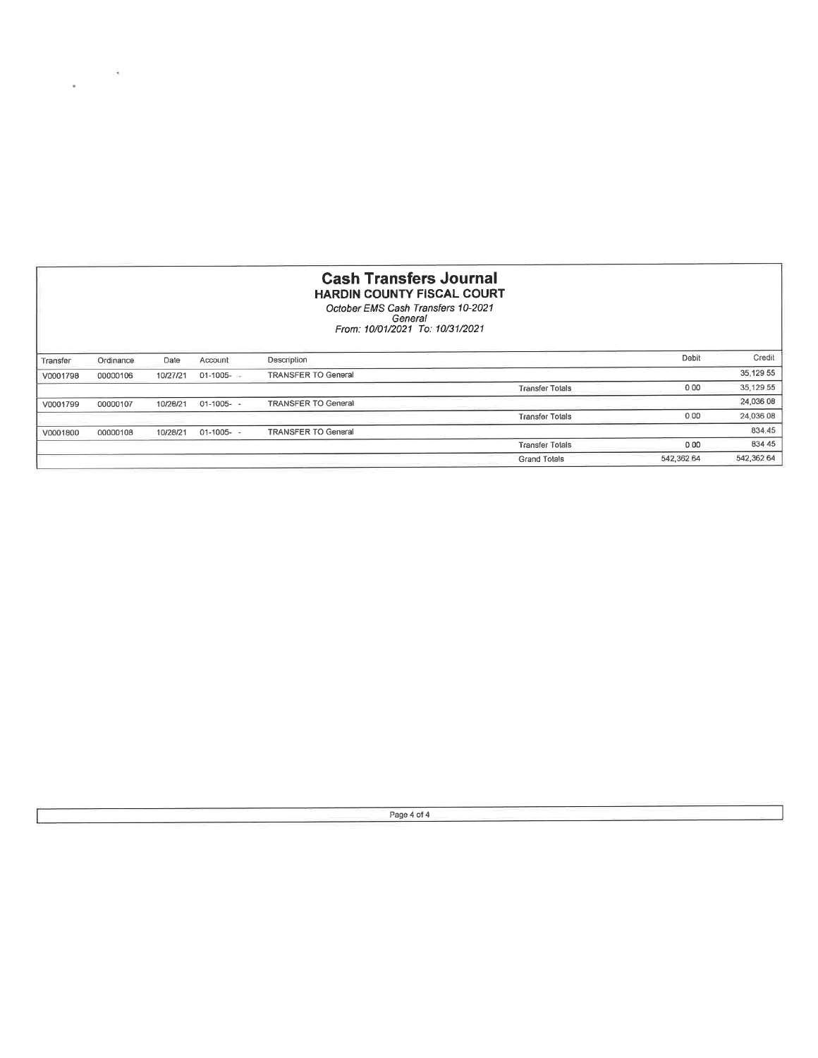# Cash Transfers Journal

## HARDIN COUNTY FISCAL COURT

*October EMS Cash Transfers 10-2021*
*General*
*From: 10/01/2021 To: 10/31/2021*

| Transfer | Ordinance | Date | Account | Description | | Debit | Credit |
|---|---|---|---|---|---|---|---|
| V0001798 | 00000106 | 10/27/21 | 01-1005- - | TRANSFER TO General | | | 35,129 55 |
| | | | | | Transfer Totals | 0 00 | 35,129 55 |
| V0001799 | 00000107 | 10/28/21 | 01-1005- - | TRANSFER TO General | | | 24,036 08 |
| | | | | | Transfer Totals | 0 00 | 24,036 08 |
| V0001800 | 00000108 | 10/28/21 | 01-1005- - | TRANSFER TO General | | | 834.45 |
| | | | | | Transfer Totals | 0 00 | 834 45 |
| | | | | | Grand Totals | 542,362 64 | 542,362 64 |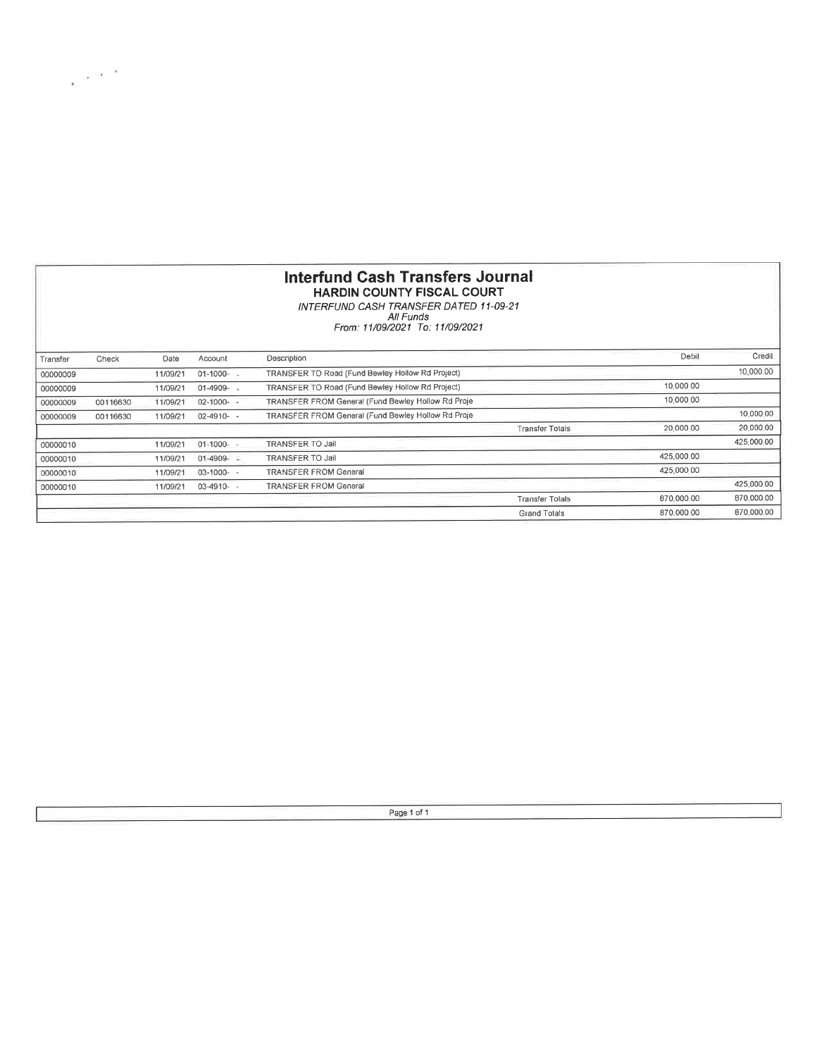# Interfund Cash Transfers Journal

## HARDIN COUNTY FISCAL COURT

*INTERFUND CASH TRANSFER DATED 11-09-21*
*All Funds*
*From: 11/09/2021 To: 11/09/2021*

| Transfer | Check | Date | Account | Description | | Debit | Credit |
|---|---|---|---|---|---|---|---|
| 00000009 | | 11/09/21 | 01-1000- - | TRANSFER TO Road (Fund Bewley Hollow Rd Project) | | | 10,000.00 |
| 00000009 | | 11/09/21 | 01-4909- - | TRANSFER TO Road (Fund Bewley Hollow Rd Project) | | 10,000.00 | |
| 00000009 | 00116630 | 11/09/21 | 02-1000- - | TRANSFER FROM General (Fund Bewley Hollow Rd Proje | | 10,000.00 | |
| 00000009 | 00116630 | 11/09/21 | 02-4910- - | TRANSFER FROM General (Fund Bewley Hollow Rd Proje | | | 10,000.00 |
| | | | | | Transfer Totals | 20,000.00 | 20,000.00 |
| 00000010 | | 11/09/21 | 01-1000- - | TRANSFER TO Jail | | | 425,000.00 |
| 00000010 | | 11/09/21 | 01-4909- - | TRANSFER TO Jail | | 425,000.00 | |
| 00000010 | | 11/09/21 | 03-1000- - | TRANSFER FROM General | | 425,000.00 | |
| 00000010 | | 11/09/21 | 03-4910- - | TRANSFER FROM General | | | 425,000.00 |
| | | | | | Transfer Totals | 870,000.00 | 870,000.00 |
| | | | | | Grand Totals | 870,000.00 | 870,000.00 |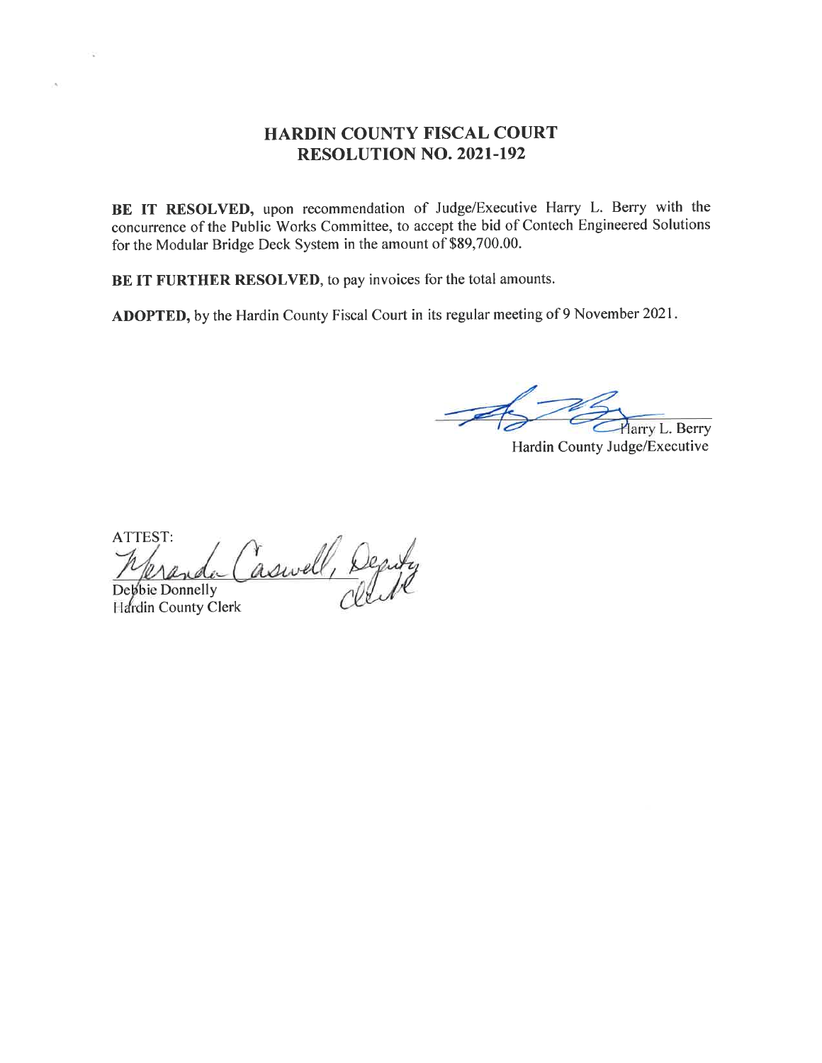# HARDIN COUNTY FISCAL COURT
## RESOLUTION NO. 2021-192

**BE IT RESOLVED,** upon recommendation of Judge/Executive Harry L. Berry with the concurrence of the Public Works Committee, to accept the bid of Contech Engineered Solutions for the Modular Bridge Deck System in the amount of $89,700.00.

**BE IT FURTHER RESOLVED,** to pay invoices for the total amounts.

**ADOPTED,** by the Hardin County Fiscal Court in its regular meeting of 9 November 2021.

Harry L. Berry
Hardin County Judge/Executive

ATTEST:
Meranda Caswell, Deputy Clerk
Debbie Donnelly
Hardin County Clerk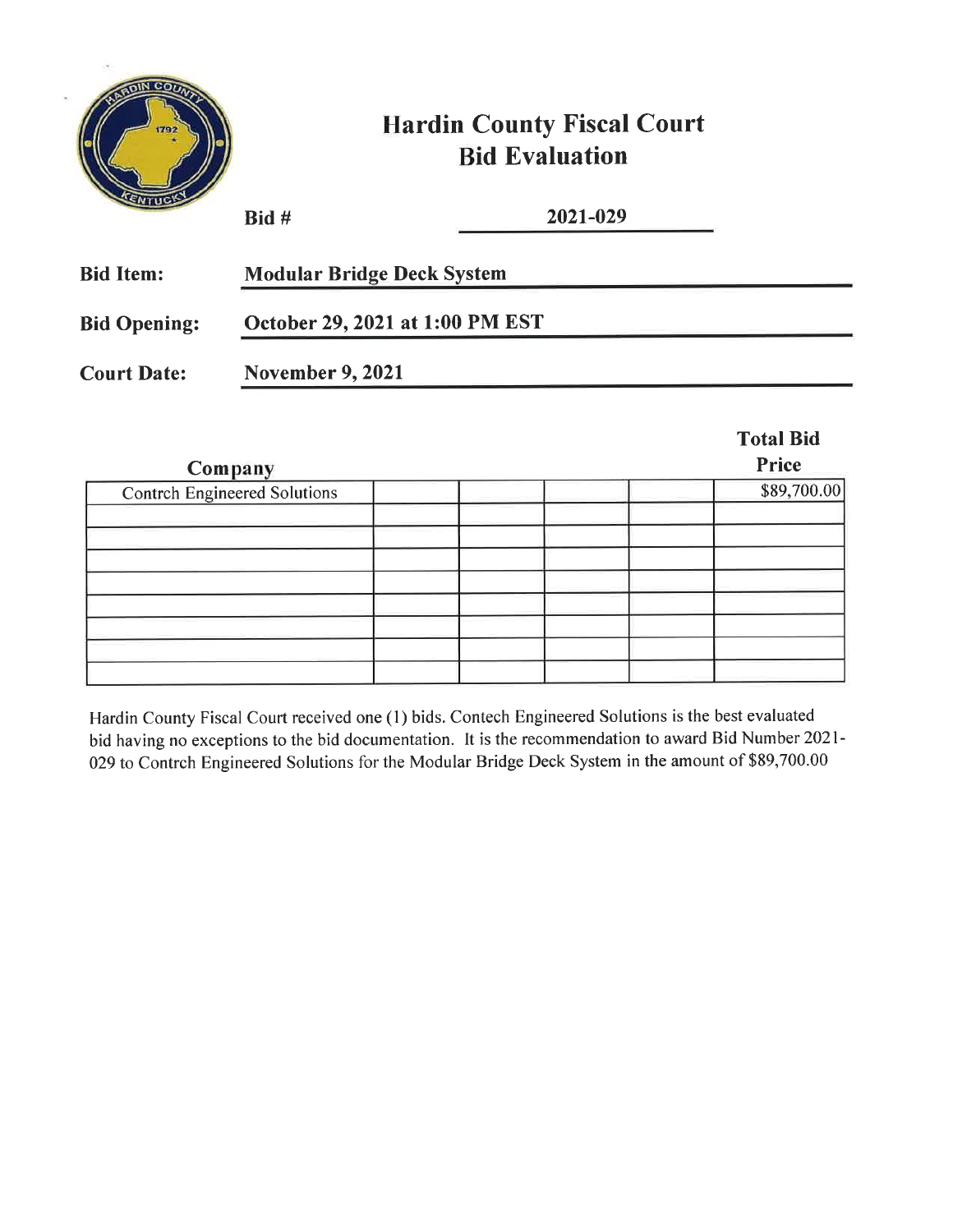# Hardin County Fiscal Court
## Bid Evaluation

**Bid #** 2021-029

**Bid Item:** Modular Bridge Deck System

**Bid Opening:** October 29, 2021 at 1:00 PM EST

**Court Date:** November 9, 2021

| Company | | | | | Total Bid Price |
|---|---|---|---|---|---|
| Contrch Engineered Solutions | | | | | $89,700.00 |
| | | | | | |
| | | | | | |
| | | | | | |
| | | | | | |
| | | | | | |
| | | | | | |
| | | | | | |
| | | | | | |

Hardin County Fiscal Court received one (1) bids. Contech Engineered Solutions is the best evaluated bid having no exceptions to the bid documentation. It is the recommendation to award Bid Number 2021-029 to Contrch Engineered Solutions for the Modular Bridge Deck System in the amount of $89,700.00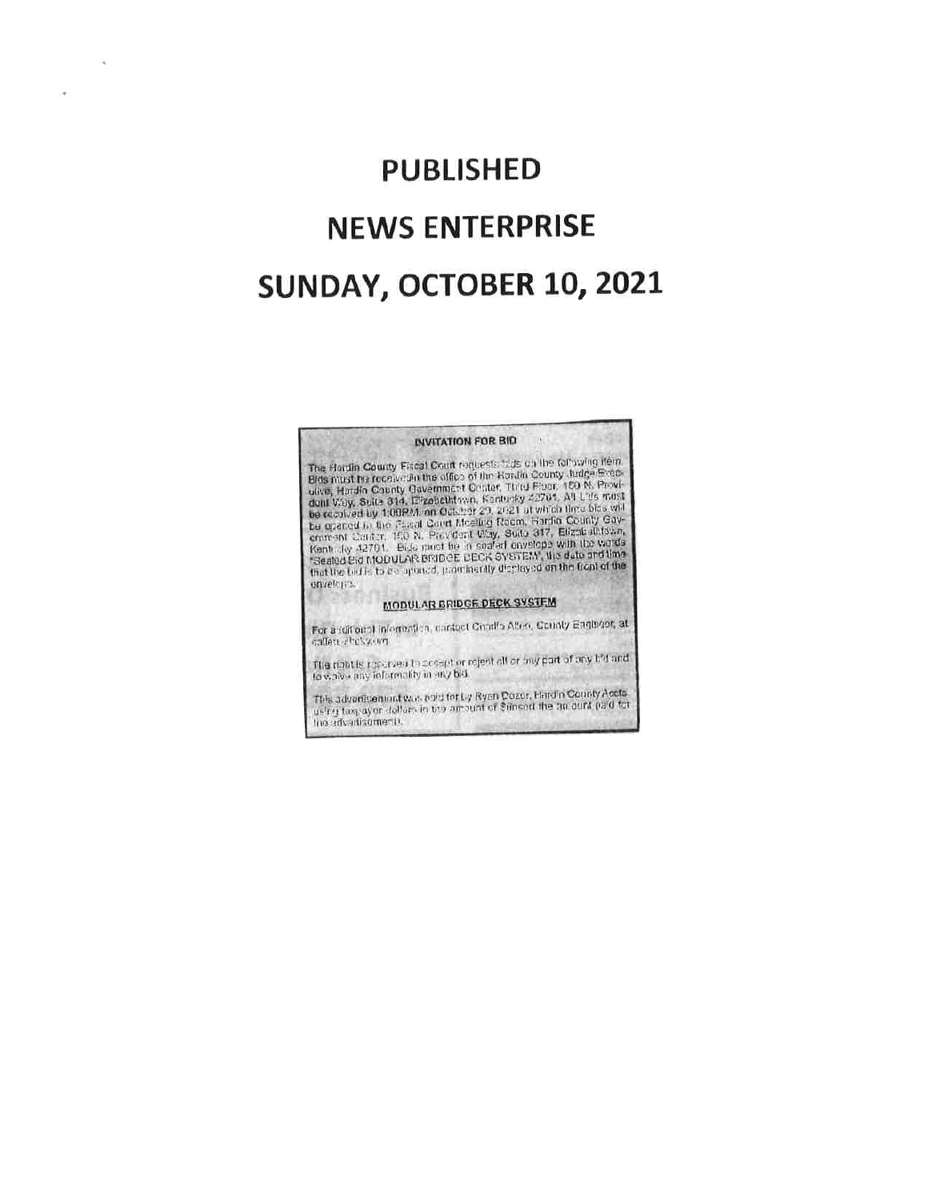# PUBLISHED

# NEWS ENTERPRISE

# SUNDAY, OCTOBER 10, 2021

**INVITATION FOR BID**

The Hardin County Fiscal Court requests bids on the following item. Bids must be received in the office of the Hardin County Judge/Executive, Hardin County Government Center, Third Floor, 150 N. Provident Way, Suite 314, Elizabethtown, Kentucky 42701. All bids must be received by 1:00PM on October 29, 2021 at which time bids will be opened in the Fiscal Court Meeting Room, Hardin County Government Center, 150 N. Provident Way, Suite 317, Elizabethtown, Kentucky 42701. Bids must be in sealed envelope with the words "Sealed Bid MODULAR BRIDGE DECK SYSTEM", the date and time that the bid is to be opened, prominently displayed on the front of the envelope.

**MODULAR BRIDGE DECK SYSTEM**

For additional information, contact Charlie Allen, County Engineer, at callen@hcky.org

The right is reserved to accept or reject all or any part of any bid and to waive any informality in any bid.

This advertisement was paid for by Ryan Dozer, Hardin County Accts. using taxpayor dollars in the amount of $(insert the amount paid for the advertisement).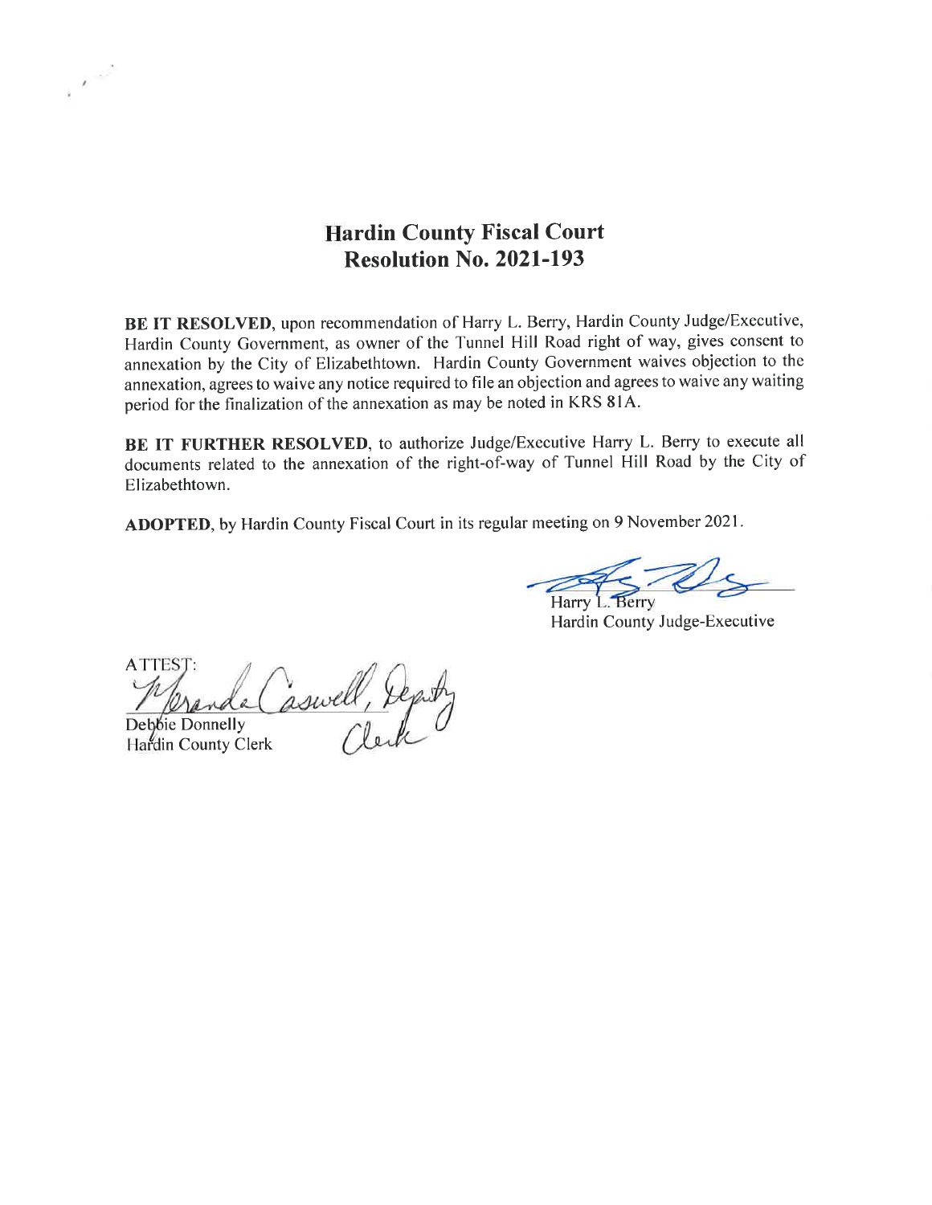# Hardin County Fiscal Court
# Resolution No. 2021-193

**BE IT RESOLVED**, upon recommendation of Harry L. Berry, Hardin County Judge/Executive, Hardin County Government, as owner of the Tunnel Hill Road right of way, gives consent to annexation by the City of Elizabethtown. Hardin County Government waives objection to the annexation, agrees to waive any notice required to file an objection and agrees to waive any waiting period for the finalization of the annexation as may be noted in KRS 81A.

**BE IT FURTHER RESOLVED**, to authorize Judge/Executive Harry L. Berry to execute all documents related to the annexation of the right-of-way of Tunnel Hill Road by the City of Elizabethtown.

**ADOPTED**, by Hardin County Fiscal Court in its regular meeting on 9 November 2021.

Harry L. Berry
Hardin County Judge-Executive

ATTEST:
Miranda Caswell, Deputy Clerk

Debbie Donnelly
Hardin County Clerk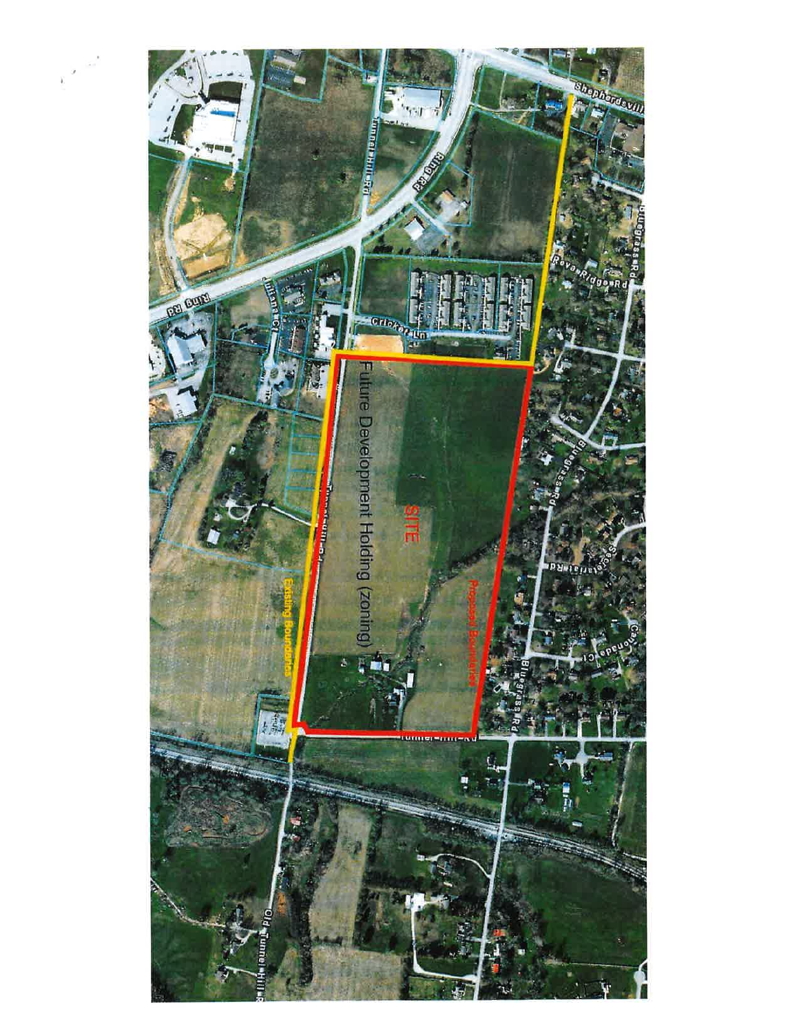SITE

Future Development Holding (zoning)

Existing Boundaries

Proposed Boundaries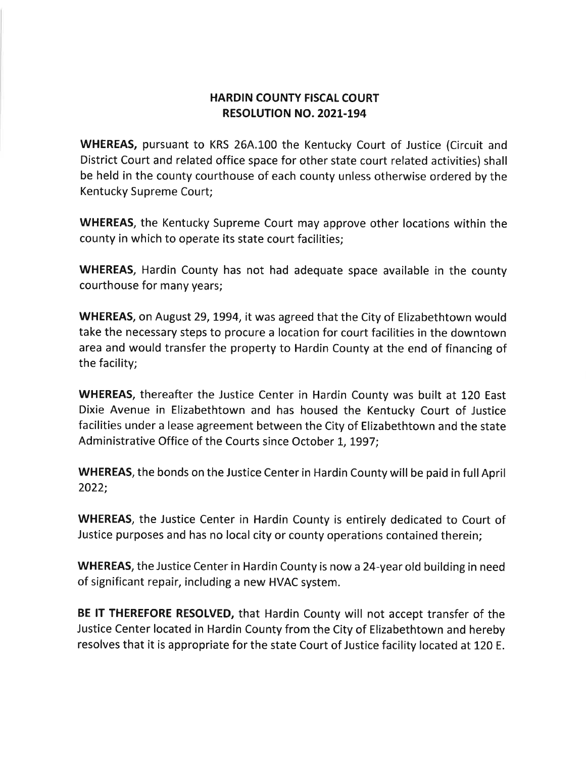## HARDIN COUNTY FISCAL COURT
## RESOLUTION NO. 2021-194

**WHEREAS,** pursuant to KRS 26A.100 the Kentucky Court of Justice (Circuit and District Court and related office space for other state court related activities) shall be held in the county courthouse of each county unless otherwise ordered by the Kentucky Supreme Court;

**WHEREAS,** the Kentucky Supreme Court may approve other locations within the county in which to operate its state court facilities;

**WHEREAS,** Hardin County has not had adequate space available in the county courthouse for many years;

**WHEREAS,** on August 29, 1994, it was agreed that the City of Elizabethtown would take the necessary steps to procure a location for court facilities in the downtown area and would transfer the property to Hardin County at the end of financing of the facility;

**WHEREAS,** thereafter the Justice Center in Hardin County was built at 120 East Dixie Avenue in Elizabethtown and has housed the Kentucky Court of Justice facilities under a lease agreement between the City of Elizabethtown and the state Administrative Office of the Courts since October 1, 1997;

**WHEREAS,** the bonds on the Justice Center in Hardin County will be paid in full April 2022;

**WHEREAS,** the Justice Center in Hardin County is entirely dedicated to Court of Justice purposes and has no local city or county operations contained therein;

**WHEREAS,** the Justice Center in Hardin County is now a 24-year old building in need of significant repair, including a new HVAC system.

**BE IT THEREFORE RESOLVED,** that Hardin County will not accept transfer of the Justice Center located in Hardin County from the City of Elizabethtown and hereby resolves that it is appropriate for the state Court of Justice facility located at 120 E.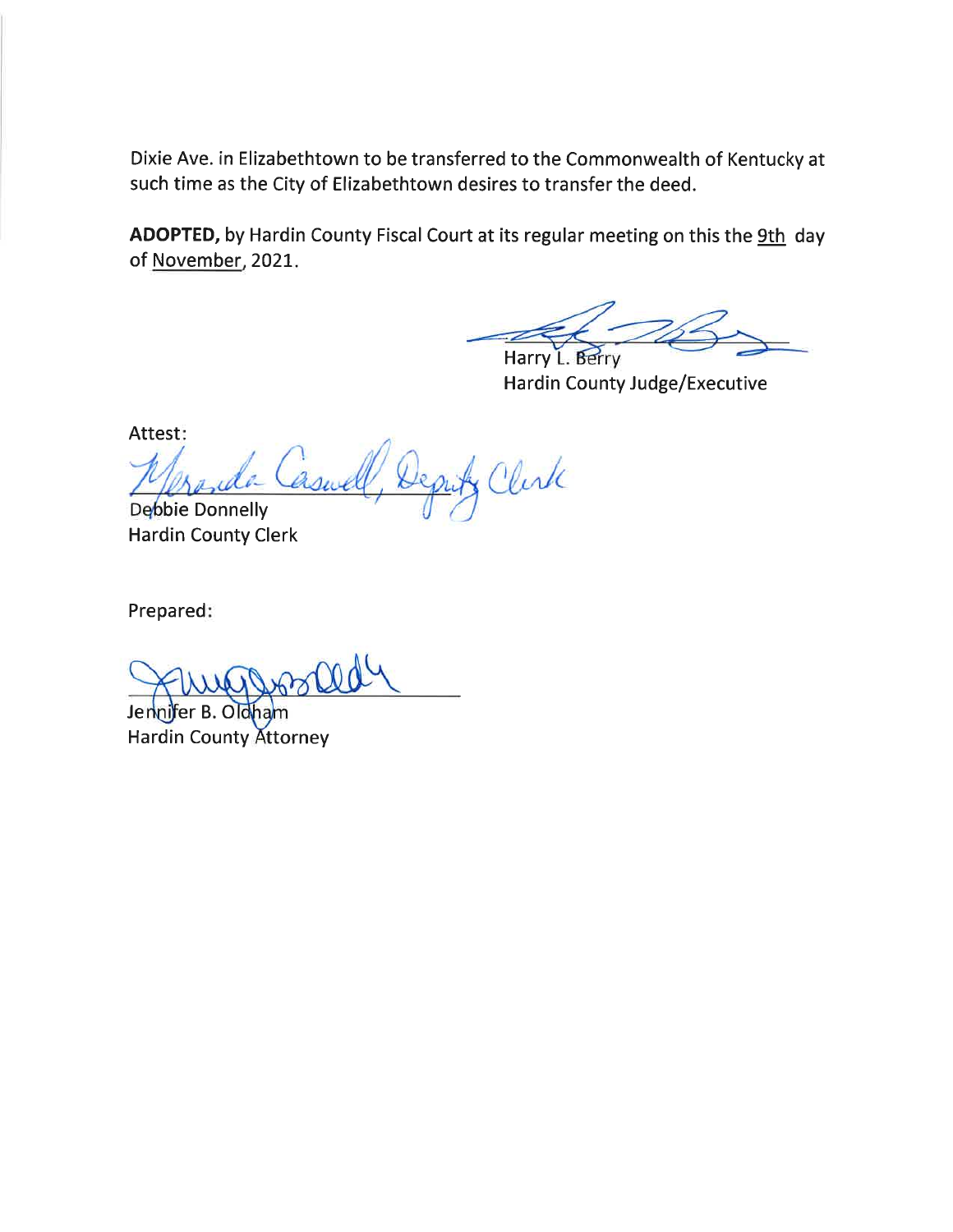Dixie Ave. in Elizabethtown to be transferred to the Commonwealth of Kentucky at such time as the City of Elizabethtown desires to transfer the deed.

**ADOPTED,** by Hardin County Fiscal Court at its regular meeting on this the 9th day of November, 2021.

Harry L. Berry
Hardin County Judge/Executive

Attest:

Meranda Caswell, Deputy Clerk
Debbie Donnelly
Hardin County Clerk

Prepared:

Jennifer B. Oldham
Hardin County Attorney